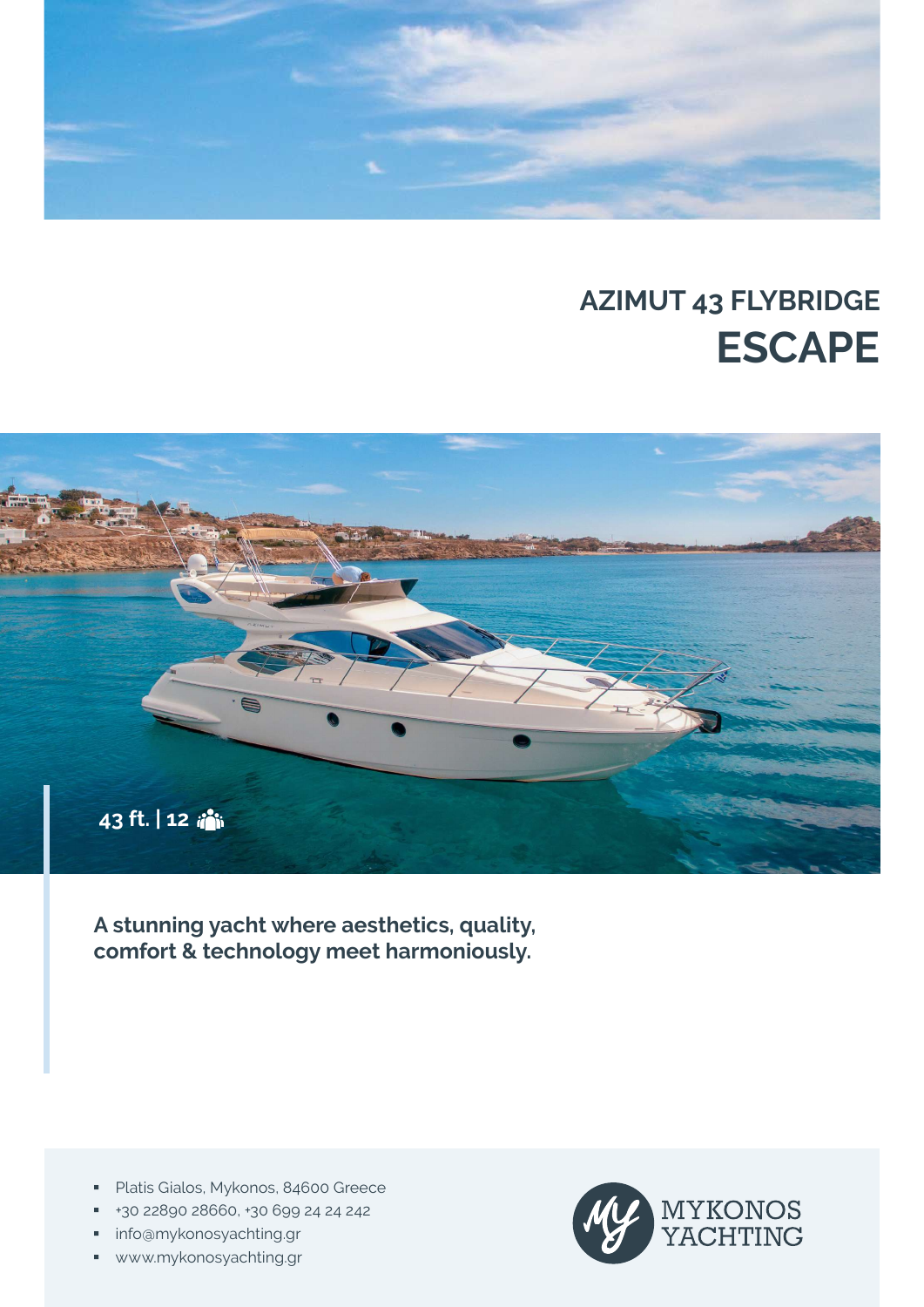## AZIMUT 43 FLYBRIDGE

# ESCAPE

43 ft. | 12

**A stunning yacht where aesthetics, quality, comfort & technology meet harmoniously.**

- Platis Gialos, Mykonos, 84600 Greece
- +30 22890 28660, +30 699 24 24 242
- info@mykonosyachting.gr
- www.mykonosyachting.gr

MYKONOS YACHTING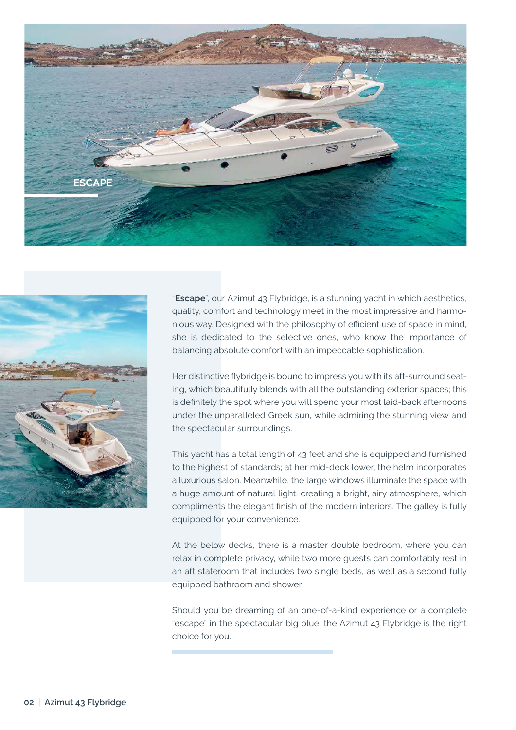# ESCAPE

"**Escape**", our Azimut 43 Flybridge, is a stunning yacht in which aesthetics, quality, comfort and technology meet in the most impressive and harmonious way. Designed with the philosophy of efficient use of space in mind, she is dedicated to the selective ones, who know the importance of balancing absolute comfort with an impeccable sophistication.

Her distinctive flybridge is bound to impress you with its aft-surround seating, which beautifully blends with all the outstanding exterior spaces; this is definitely the spot where you will spend your most laid-back afternoons under the unparalleled Greek sun, while admiring the stunning view and the spectacular surroundings.

This yacht has a total length of 43 feet and she is equipped and furnished to the highest of standards; at her mid-deck lower, the helm incorporates a luxurious salon. Meanwhile, the large windows illuminate the space with a huge amount of natural light, creating a bright, airy atmosphere, which compliments the elegant finish of the modern interiors. The galley is fully equipped for your convenience.

At the below decks, there is a master double bedroom, where you can relax in complete privacy, while two more guests can comfortably rest in an aft stateroom that includes two single beds, as well as a second fully equipped bathroom and shower.

Should you be dreaming of an one-of-a-kind experience or a complete "escape" in the spectacular big blue, the Azimut 43 Flybridge is the right choice for you.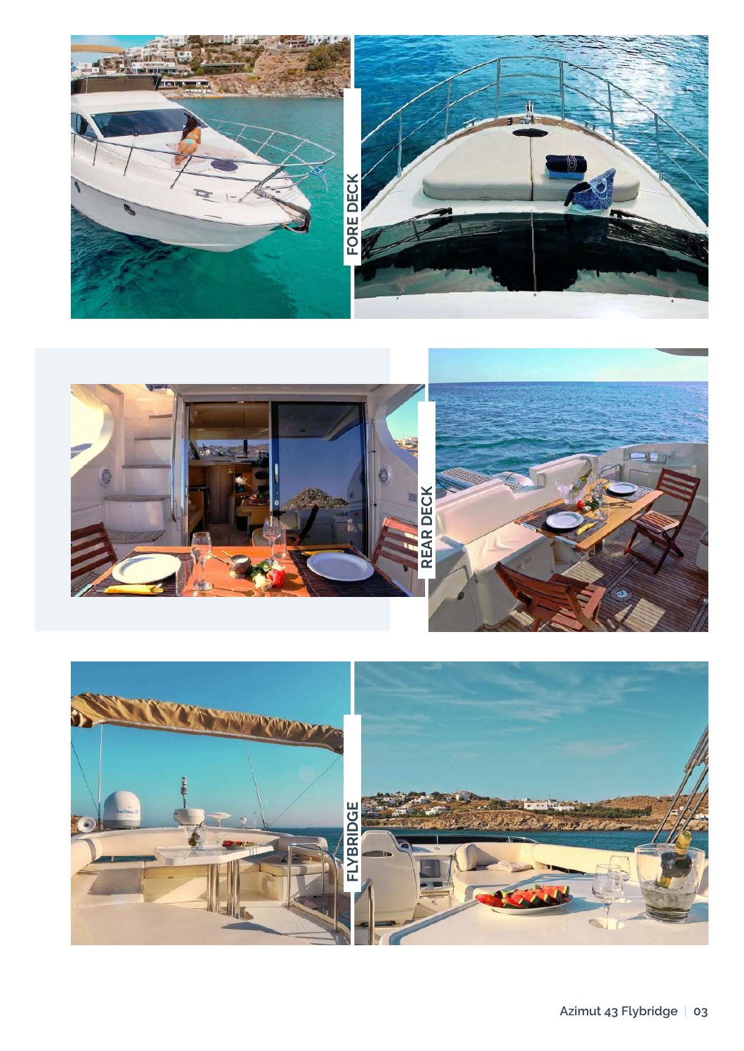FORE DECK

REAR DECK

FLYBRIDGE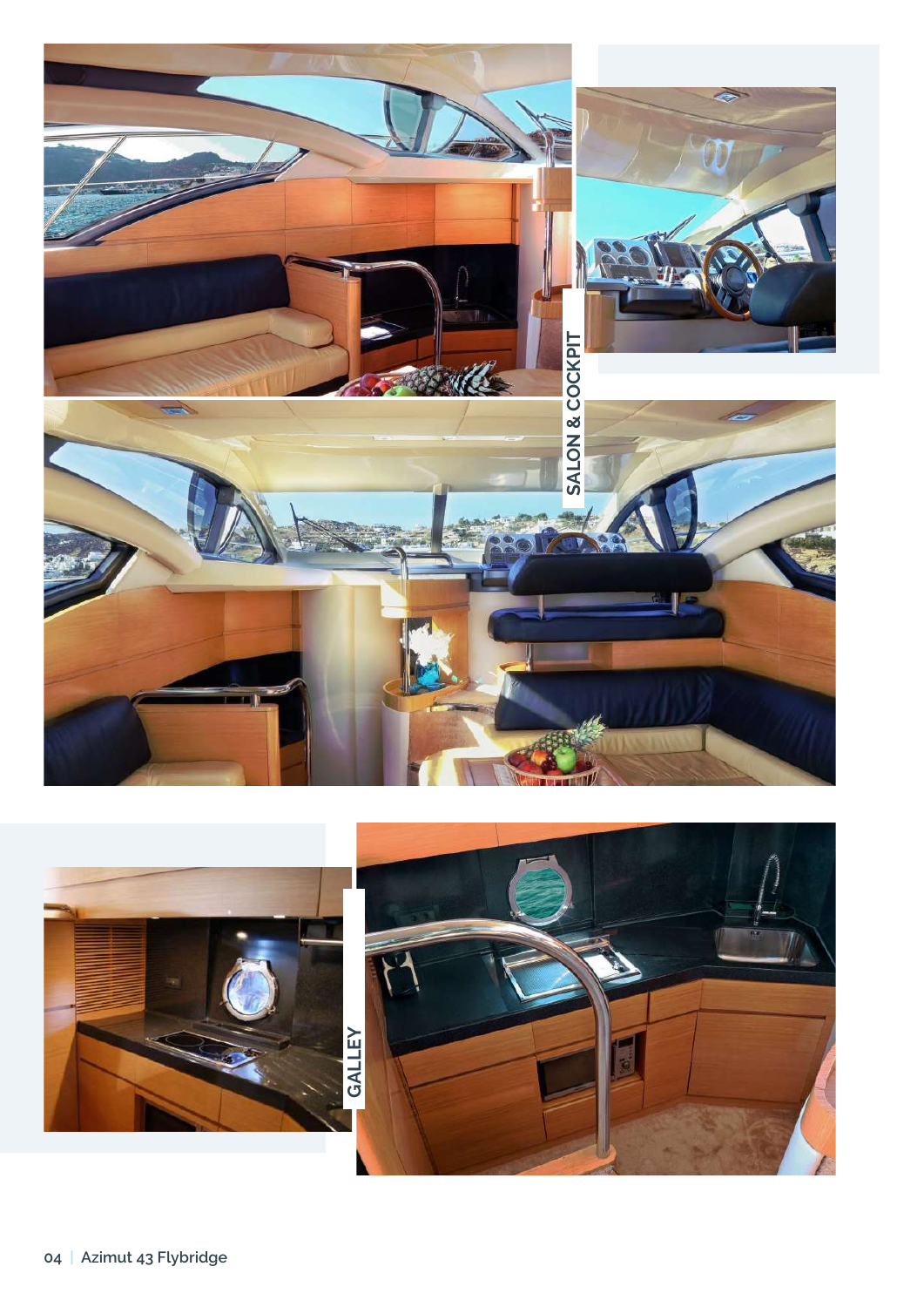## SALON & COCKPIT

## GALLEY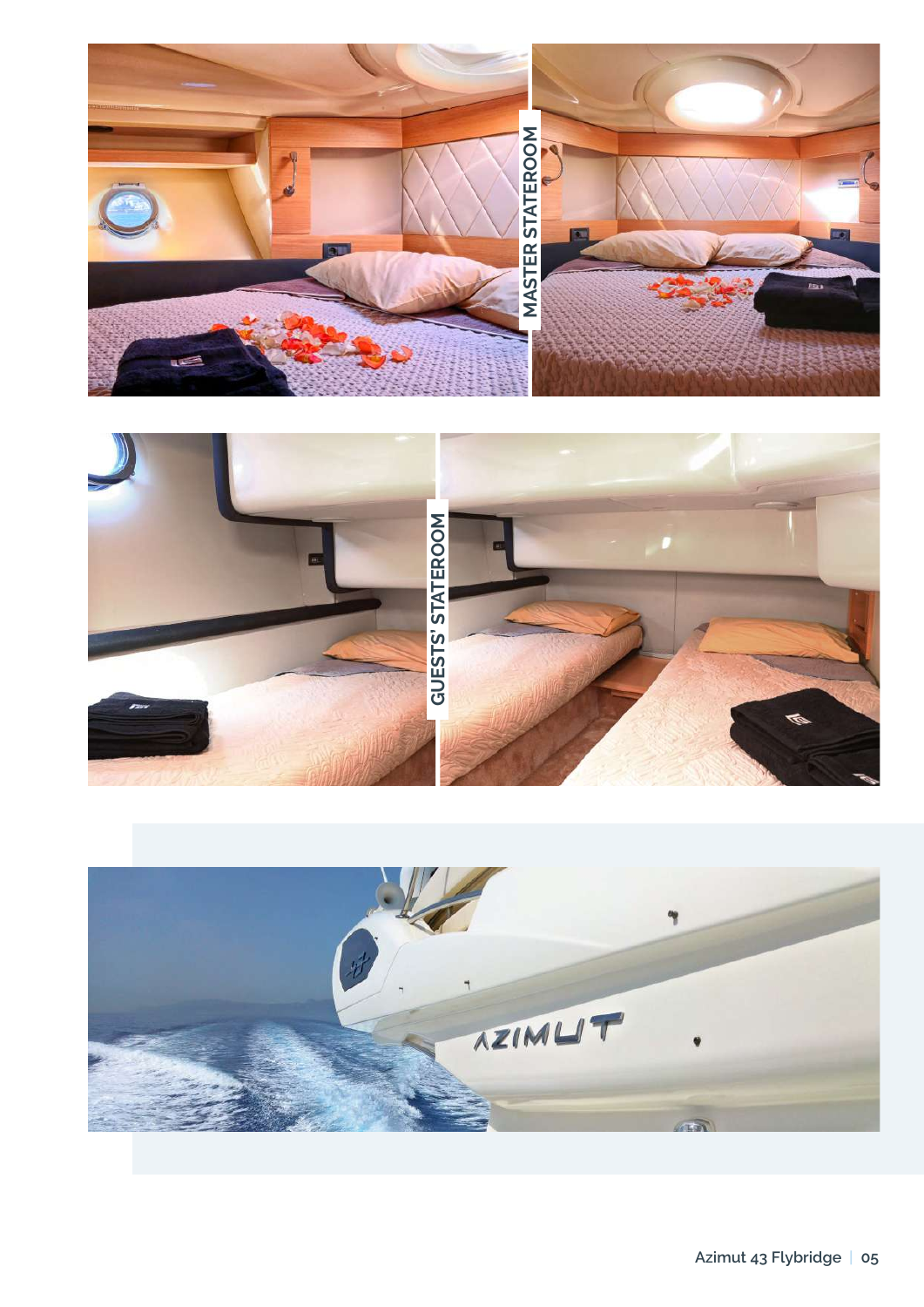MASTER STATEROOM

GUESTS' STATEROOM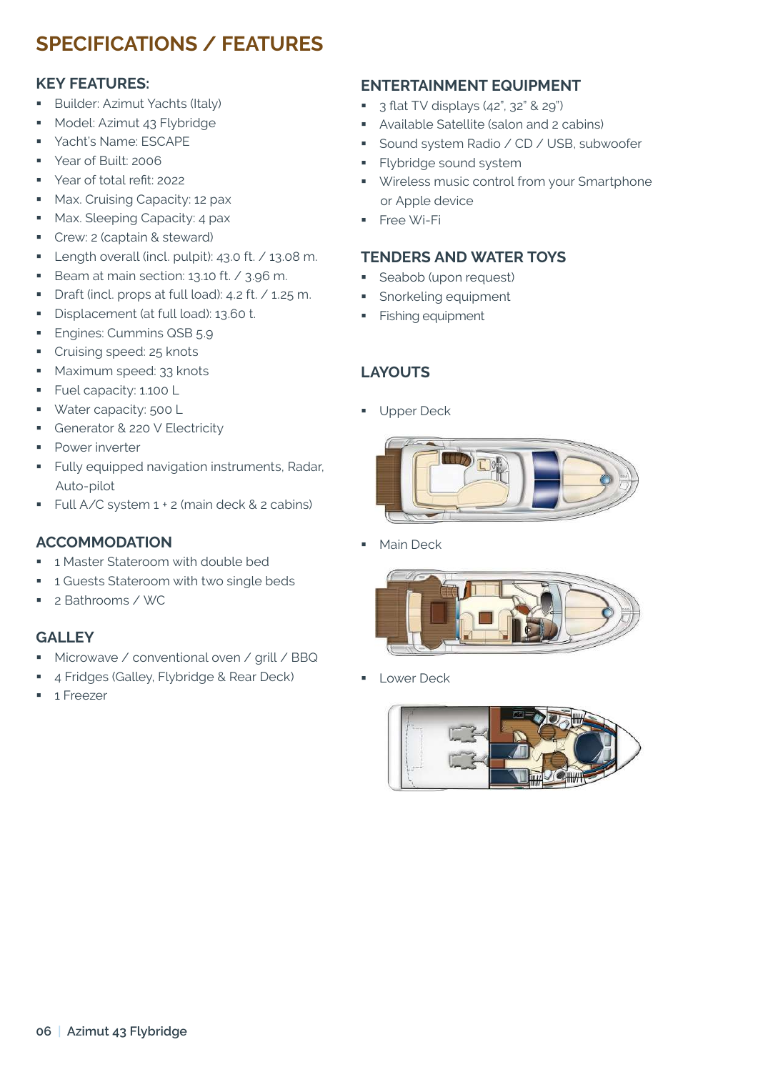# SPECIFICATIONS / FEATURES

## KEY FEATURES:

- Builder: Azimut Yachts (Italy)
- Model: Azimut 43 Flybridge
- Yacht's Name: ESCAPE
- Year of Built: 2006
- Year of total refit: 2022
- Max. Cruising Capacity: 12 pax
- Max. Sleeping Capacity: 4 pax
- Crew: 2 (captain & steward)
- Length overall (incl. pulpit): 43.0 ft. / 13.08 m.
- Beam at main section: 13.10 ft. / 3.96 m.
- Draft (incl. props at full load): 4.2 ft. / 1.25 m.
- Displacement (at full load): 13.60 t.
- Engines: Cummins QSB 5.9
- Cruising speed: 25 knots
- Maximum speed: 33 knots
- Fuel capacity: 1.100 L
- Water capacity: 500 L
- Generator & 220 V Electricity
- Power inverter
- Fully equipped navigation instruments, Radar, Auto-pilot
- Full A/C system 1 + 2 (main deck & 2 cabins)

## ACCOMMODATION

- 1 Master Stateroom with double bed
- 1 Guests Stateroom with two single beds
- 2 Bathrooms / WC

## GALLEY

- Microwave / conventional oven / grill / BBQ
- 4 Fridges (Galley, Flybridge & Rear Deck)
- 1 Freezer

## ENTERTAINMENT EQUIPMENT

- 3 flat TV displays (42", 32" & 29")
- Available Satellite (salon and 2 cabins)
- Sound system Radio / CD / USB, subwoofer
- Flybridge sound system
- Wireless music control from your Smartphone or Apple device
- Free Wi-Fi

## TENDERS AND WATER TOYS

- Seabob (upon request)
- Snorkeling equipment
- Fishing equipment

## LAYOUTS

- Upper Deck
- Main Deck
- Lower Deck